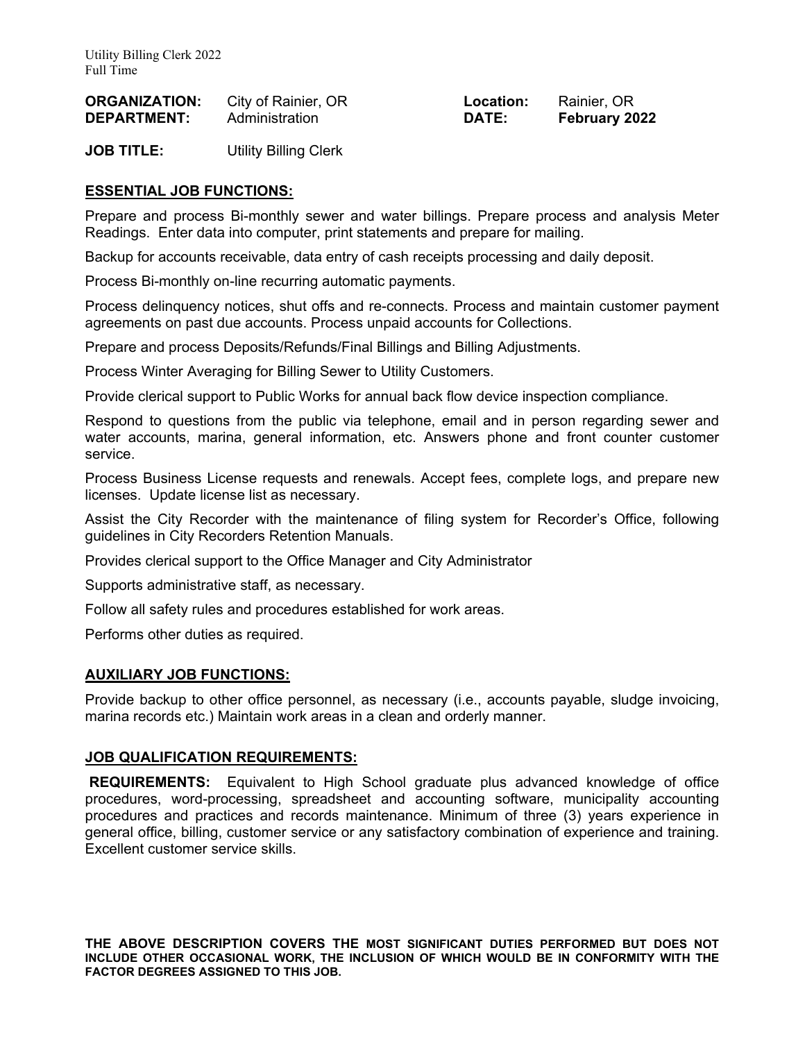Utility Billing Clerk 2022
Full Time

| | | | |
|---|---|---|---|
| **ORGANIZATION:** | City of Rainier, OR | **Location:** | Rainier, OR |
| **DEPARTMENT:** | Administration | **DATE:** | **February 2022** |

**JOB TITLE:** Utility Billing Clerk

## ESSENTIAL JOB FUNCTIONS:

Prepare and process Bi-monthly sewer and water billings. Prepare process and analysis Meter Readings. Enter data into computer, print statements and prepare for mailing.

Backup for accounts receivable, data entry of cash receipts processing and daily deposit.

Process Bi-monthly on-line recurring automatic payments.

Process delinquency notices, shut offs and re-connects. Process and maintain customer payment agreements on past due accounts. Process unpaid accounts for Collections.

Prepare and process Deposits/Refunds/Final Billings and Billing Adjustments.

Process Winter Averaging for Billing Sewer to Utility Customers.

Provide clerical support to Public Works for annual back flow device inspection compliance.

Respond to questions from the public via telephone, email and in person regarding sewer and water accounts, marina, general information, etc. Answers phone and front counter customer service.

Process Business License requests and renewals. Accept fees, complete logs, and prepare new licenses. Update license list as necessary.

Assist the City Recorder with the maintenance of filing system for Recorder's Office, following guidelines in City Recorders Retention Manuals.

Provides clerical support to the Office Manager and City Administrator

Supports administrative staff, as necessary.

Follow all safety rules and procedures established for work areas.

Performs other duties as required.

## AUXILIARY JOB FUNCTIONS:

Provide backup to other office personnel, as necessary (i.e., accounts payable, sludge invoicing, marina records etc.) Maintain work areas in a clean and orderly manner.

## JOB QUALIFICATION REQUIREMENTS:

**REQUIREMENTS:** Equivalent to High School graduate plus advanced knowledge of office procedures, word-processing, spreadsheet and accounting software, municipality accounting procedures and practices and records maintenance. Minimum of three (3) years experience in general office, billing, customer service or any satisfactory combination of experience and training. Excellent customer service skills.

**THE ABOVE DESCRIPTION COVERS THE MOST SIGNIFICANT DUTIES PERFORMED BUT DOES NOT INCLUDE OTHER OCCASIONAL WORK, THE INCLUSION OF WHICH WOULD BE IN CONFORMITY WITH THE FACTOR DEGREES ASSIGNED TO THIS JOB.**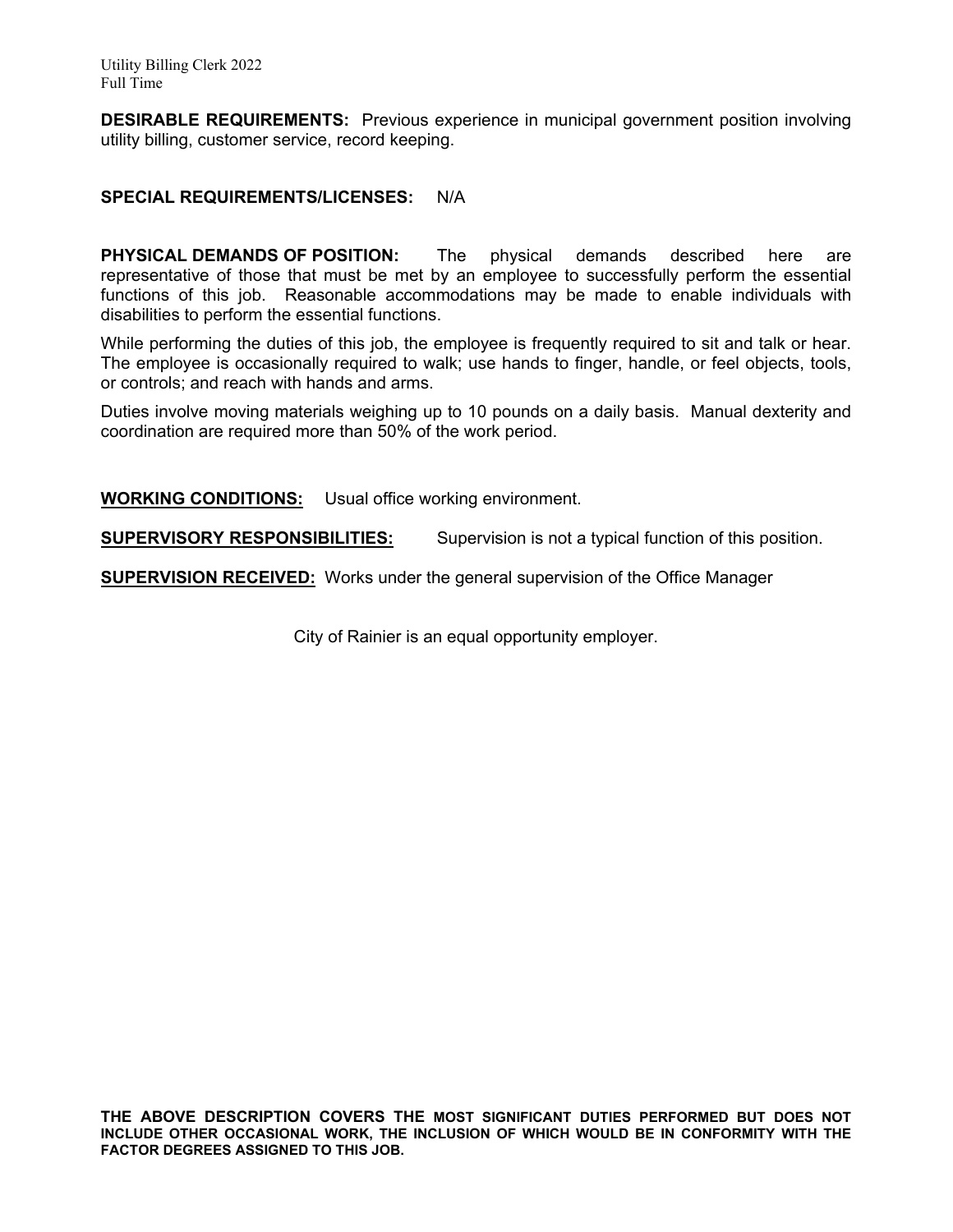**DESIRABLE REQUIREMENTS:** Previous experience in municipal government position involving utility billing, customer service, record keeping.

**SPECIAL REQUIREMENTS/LICENSES:** N/A

**PHYSICAL DEMANDS OF POSITION:** The physical demands described here are representative of those that must be met by an employee to successfully perform the essential functions of this job. Reasonable accommodations may be made to enable individuals with disabilities to perform the essential functions.

While performing the duties of this job, the employee is frequently required to sit and talk or hear. The employee is occasionally required to walk; use hands to finger, handle, or feel objects, tools, or controls; and reach with hands and arms.

Duties involve moving materials weighing up to 10 pounds on a daily basis. Manual dexterity and coordination are required more than 50% of the work period.

**WORKING CONDITIONS:** Usual office working environment.

**SUPERVISORY RESPONSIBILITIES:** Supervision is not a typical function of this position.

**SUPERVISION RECEIVED:** Works under the general supervision of the Office Manager

City of Rainier is an equal opportunity employer.

**THE ABOVE DESCRIPTION COVERS THE MOST SIGNIFICANT DUTIES PERFORMED BUT DOES NOT INCLUDE OTHER OCCASIONAL WORK, THE INCLUSION OF WHICH WOULD BE IN CONFORMITY WITH THE FACTOR DEGREES ASSIGNED TO THIS JOB.**